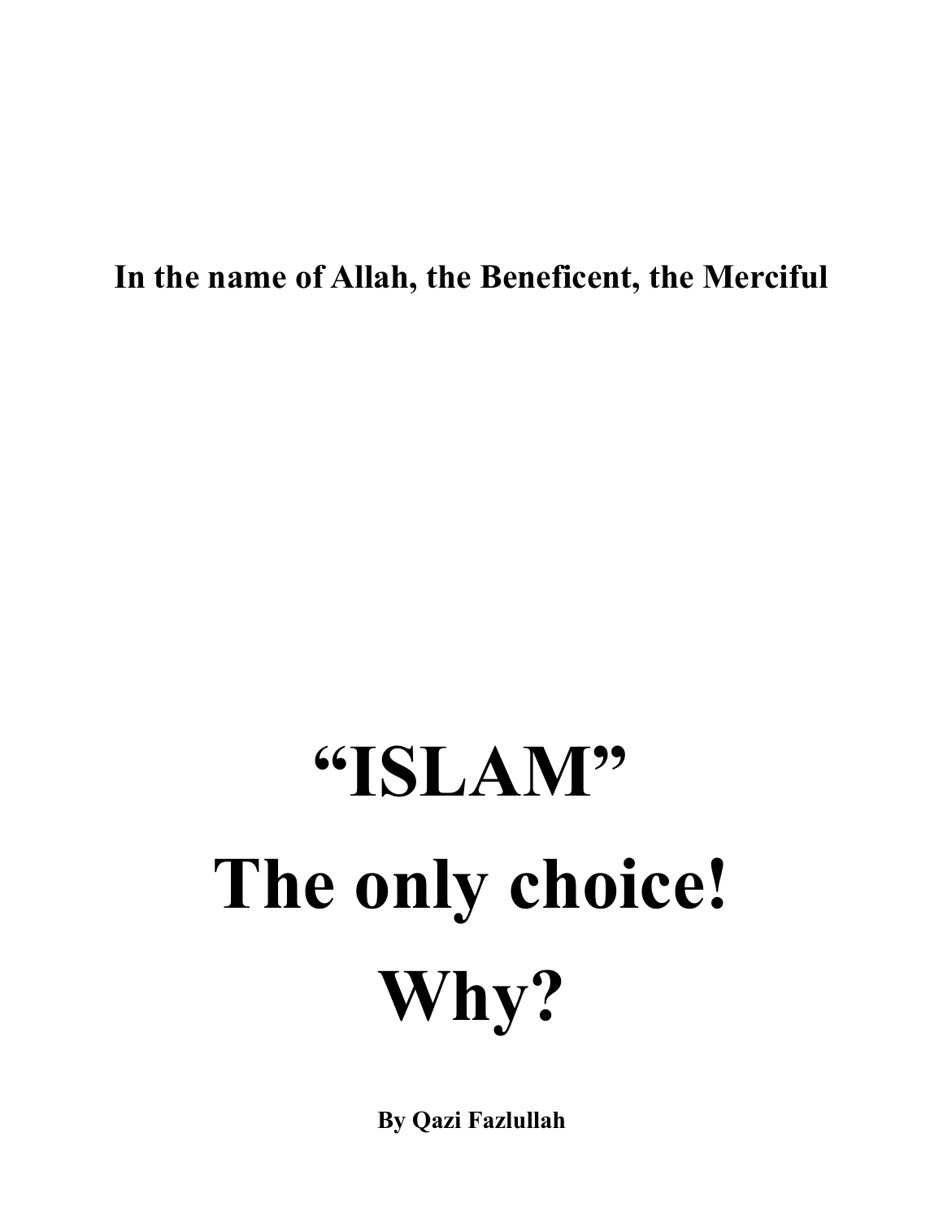**In the name of Allah, the Beneficent, the Merciful**

# "ISLAM"
# The only choice!
# Why?

**By Qazi Fazlullah**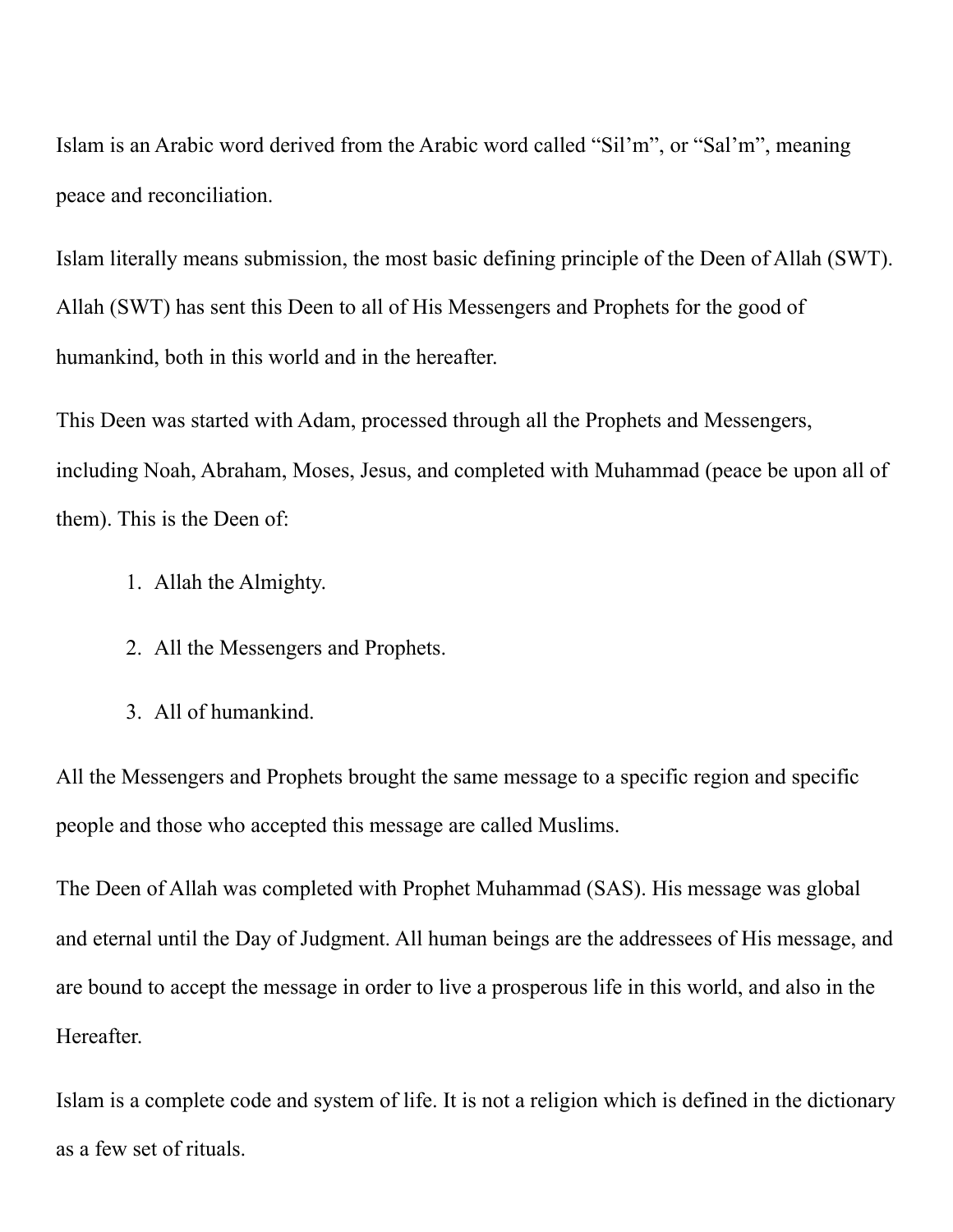Islam is an Arabic word derived from the Arabic word called “Sil’m”, or “Sal’m”, meaning peace and reconciliation.

Islam literally means submission, the most basic defining principle of the Deen of Allah (SWT). Allah (SWT) has sent this Deen to all of His Messengers and Prophets for the good of humankind, both in this world and in the hereafter.

This Deen was started with Adam, processed through all the Prophets and Messengers, including Noah, Abraham, Moses, Jesus, and completed with Muhammad (peace be upon all of them). This is the Deen of:

1. Allah the Almighty.
2. All the Messengers and Prophets.
3. All of humankind.

All the Messengers and Prophets brought the same message to a specific region and specific people and those who accepted this message are called Muslims.

The Deen of Allah was completed with Prophet Muhammad (SAS). His message was global and eternal until the Day of Judgment. All human beings are the addressees of His message, and are bound to accept the message in order to live a prosperous life in this world, and also in the Hereafter.

Islam is a complete code and system of life. It is not a religion which is defined in the dictionary as a few set of rituals.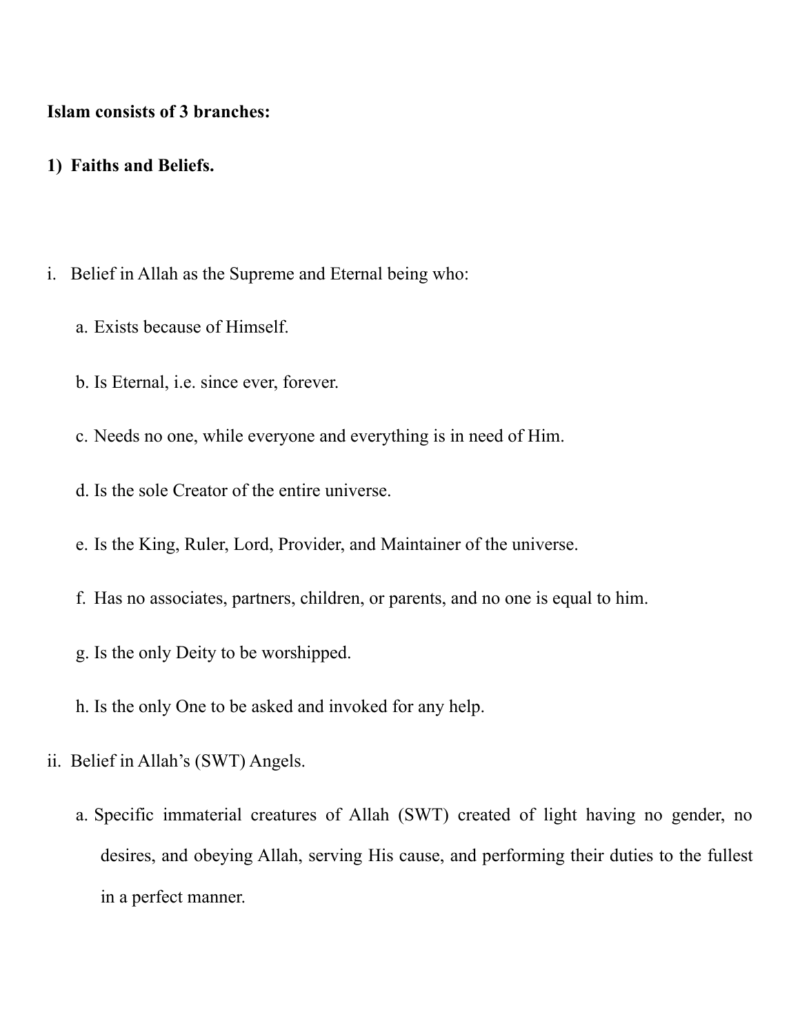**Islam consists of 3 branches:**

**1) Faiths and Beliefs.**

i. Belief in Allah as the Supreme and Eternal being who:

   a. Exists because of Himself.

   b. Is Eternal, i.e. since ever, forever.

   c. Needs no one, while everyone and everything is in need of Him.

   d. Is the sole Creator of the entire universe.

   e. Is the King, Ruler, Lord, Provider, and Maintainer of the universe.

   f. Has no associates, partners, children, or parents, and no one is equal to him.

   g. Is the only Deity to be worshipped.

   h. Is the only One to be asked and invoked for any help.

ii. Belief in Allah's (SWT) Angels.

   a. Specific immaterial creatures of Allah (SWT) created of light having no gender, no desires, and obeying Allah, serving His cause, and performing their duties to the fullest in a perfect manner.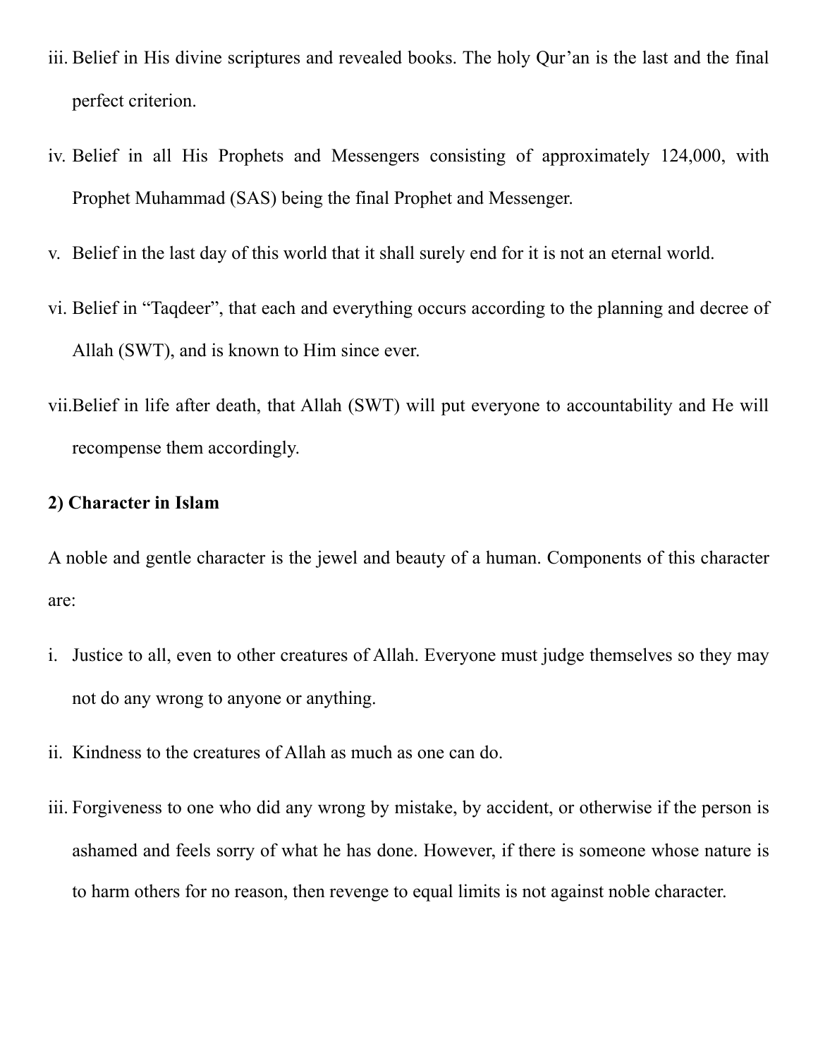iii. Belief in His divine scriptures and revealed books. The holy Qur'an is the last and the final perfect criterion.

iv. Belief in all His Prophets and Messengers consisting of approximately 124,000, with Prophet Muhammad (SAS) being the final Prophet and Messenger.

v. Belief in the last day of this world that it shall surely end for it is not an eternal world.

vi. Belief in "Taqdeer", that each and everything occurs according to the planning and decree of Allah (SWT), and is known to Him since ever.

vii. Belief in life after death, that Allah (SWT) will put everyone to accountability and He will recompense them accordingly.

**2) Character in Islam**

A noble and gentle character is the jewel and beauty of a human. Components of this character are:

i. Justice to all, even to other creatures of Allah. Everyone must judge themselves so they may not do any wrong to anyone or anything.

ii. Kindness to the creatures of Allah as much as one can do.

iii. Forgiveness to one who did any wrong by mistake, by accident, or otherwise if the person is ashamed and feels sorry of what he has done. However, if there is someone whose nature is to harm others for no reason, then revenge to equal limits is not against noble character.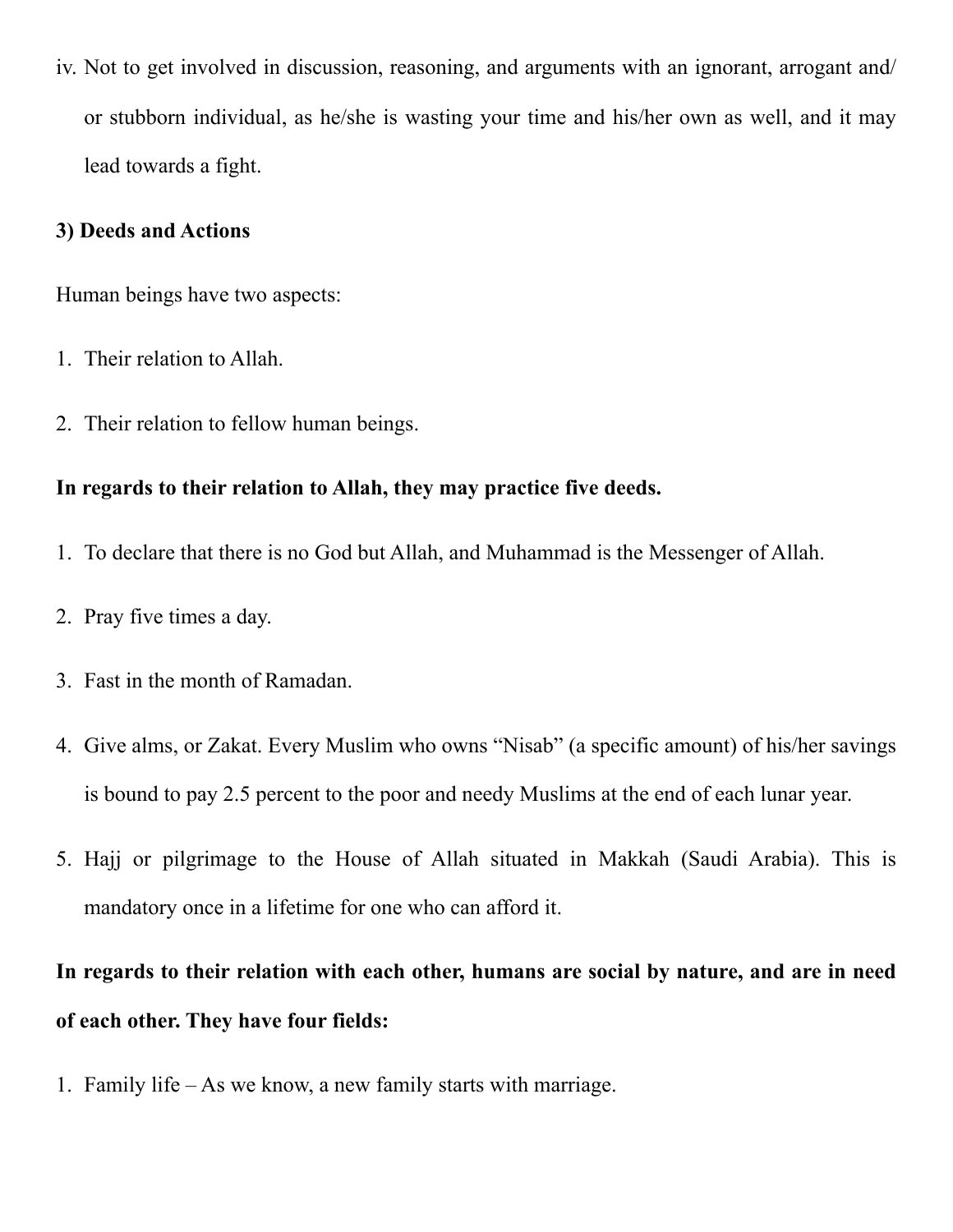iv. Not to get involved in discussion, reasoning, and arguments with an ignorant, arrogant and/ or stubborn individual, as he/she is wasting your time and his/her own as well, and it may lead towards a fight.

**3) Deeds and Actions**

Human beings have two aspects:

1. Their relation to Allah.
2. Their relation to fellow human beings.

**In regards to their relation to Allah, they may practice five deeds.**

1. To declare that there is no God but Allah, and Muhammad is the Messenger of Allah.
2. Pray five times a day.
3. Fast in the month of Ramadan.
4. Give alms, or Zakat. Every Muslim who owns “Nisab” (a specific amount) of his/her savings is bound to pay 2.5 percent to the poor and needy Muslims at the end of each lunar year.
5. Hajj or pilgrimage to the House of Allah situated in Makkah (Saudi Arabia). This is mandatory once in a lifetime for one who can afford it.

**In regards to their relation with each other, humans are social by nature, and are in need of each other. They have four fields:**

1. Family life – As we know, a new family starts with marriage.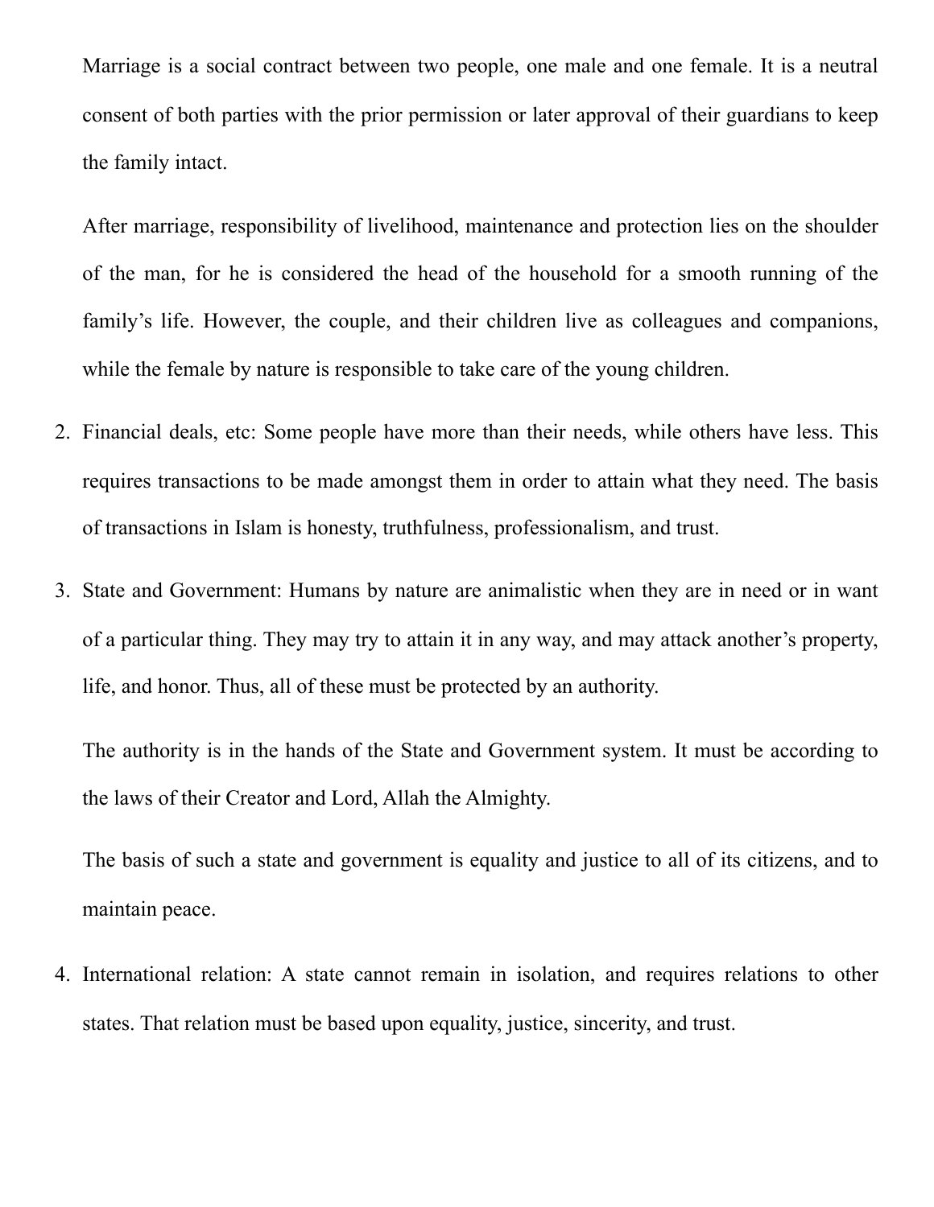Marriage is a social contract between two people, one male and one female. It is a neutral consent of both parties with the prior permission or later approval of their guardians to keep the family intact.

After marriage, responsibility of livelihood, maintenance and protection lies on the shoulder of the man, for he is considered the head of the household for a smooth running of the family's life. However, the couple, and their children live as colleagues and companions, while the female by nature is responsible to take care of the young children.

2. Financial deals, etc: Some people have more than their needs, while others have less. This requires transactions to be made amongst them in order to attain what they need. The basis of transactions in Islam is honesty, truthfulness, professionalism, and trust.

3. State and Government: Humans by nature are animalistic when they are in need or in want of a particular thing. They may try to attain it in any way, and may attack another's property, life, and honor. Thus, all of these must be protected by an authority.

   The authority is in the hands of the State and Government system. It must be according to the laws of their Creator and Lord, Allah the Almighty.

   The basis of such a state and government is equality and justice to all of its citizens, and to maintain peace.

4. International relation: A state cannot remain in isolation, and requires relations to other states. That relation must be based upon equality, justice, sincerity, and trust.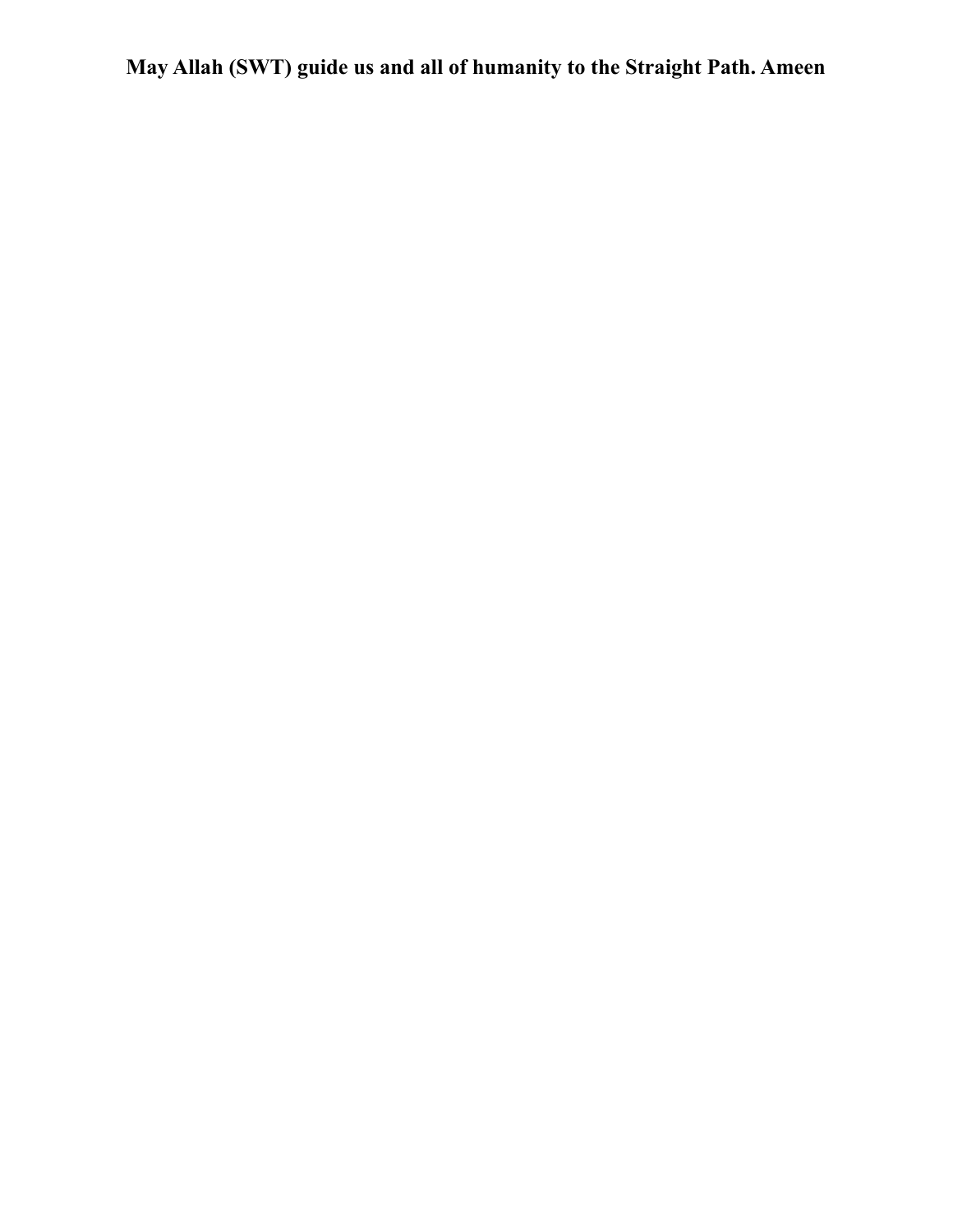**May Allah (SWT) guide us and all of humanity to the Straight Path. Ameen**